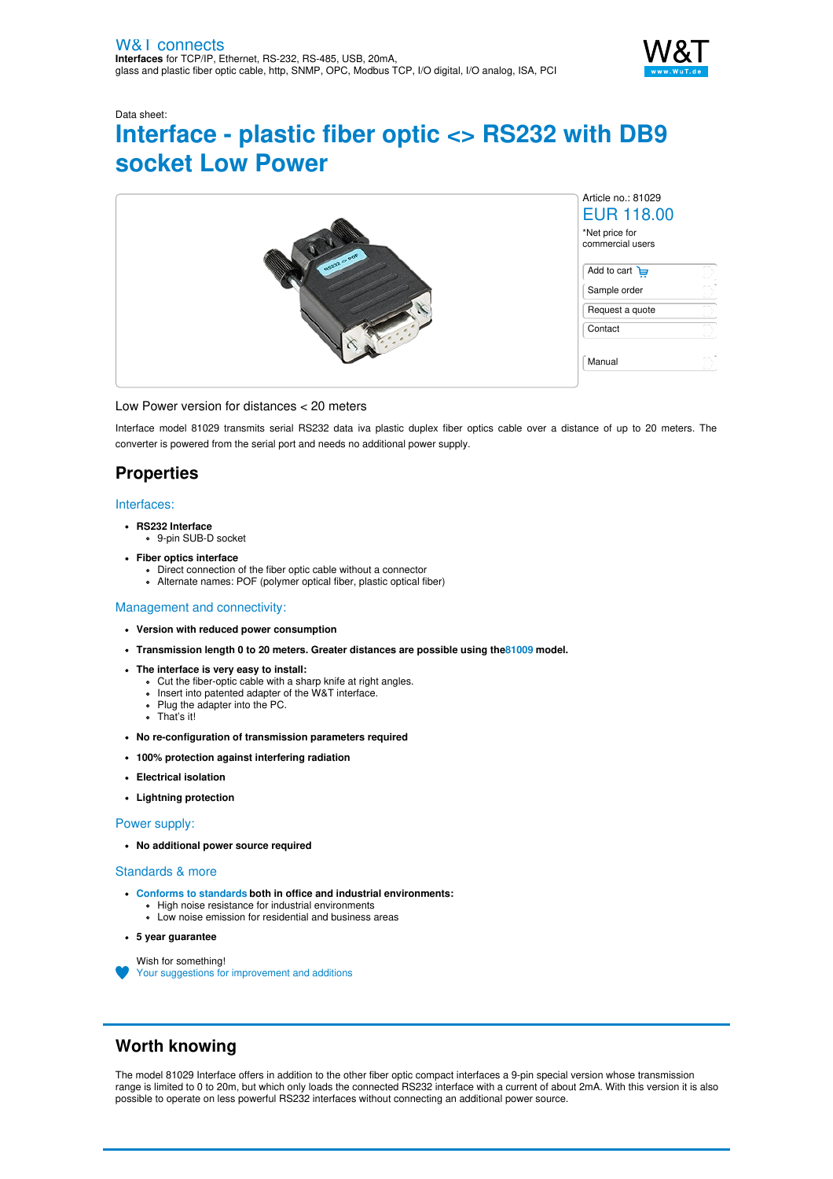W&T connects
**Interfaces** for TCP/IP, Ethernet, RS-232, RS-485, USB, 20mA, glass and plastic fiber optic cable, http, SNMP, OPC, Modbus TCP, I/O digital, I/O analog, ISA, PCI

Data sheet:

# Interface - plastic fiber optic <> RS232 with DB9 socket Low Power

Article no.: 81029

EUR 118.00

*Net price for commercial users

- Add to cart
- Sample order
- Request a quote
- Contact
- Manual

Low Power version for distances < 20 meters

Interface model 81029 transmits serial RS232 data iva plastic duplex fiber optics cable over a distance of up to 20 meters. The converter is powered from the serial port and needs no additional power supply.

## Properties

### Interfaces:

- **RS232 Interface**
  - 9-pin SUB-D socket
- **Fiber optics interface**
  - Direct connection of the fiber optic cable without a connector
  - Alternate names: POF (polymer optical fiber, plastic optical fiber)

### Management and connectivity:

- **Version with reduced power consumption**
- **Transmission length 0 to 20 meters. Greater distances are possible using the 81009 model.**
- **The interface is very easy to install:**
  - Cut the fiber-optic cable with a sharp knife at right angles.
  - Insert into patented adapter of the W&T interface.
  - Plug the adapter into the PC.
  - That's it!
- **No re-configuration of transmission parameters required**
- **100% protection against interfering radiation**
- **Electrical isolation**
- **Lightning protection**

### Power supply:

- **No additional power source required**

### Standards & more

- **Conforms to standards both in office and industrial environments:**
  - High noise resistance for industrial environments
  - Low noise emission for residential and business areas
- **5 year guarantee**

Wish for something!
Your suggestions for improvement and additions

## Worth knowing

The model 81029 Interface offers in addition to the other fiber optic compact interfaces a 9-pin special version whose transmission range is limited to 0 to 20m, but which only loads the connected RS232 interface with a current of about 2mA. With this version it is also possible to operate on less powerful RS232 interfaces without connecting an additional power source.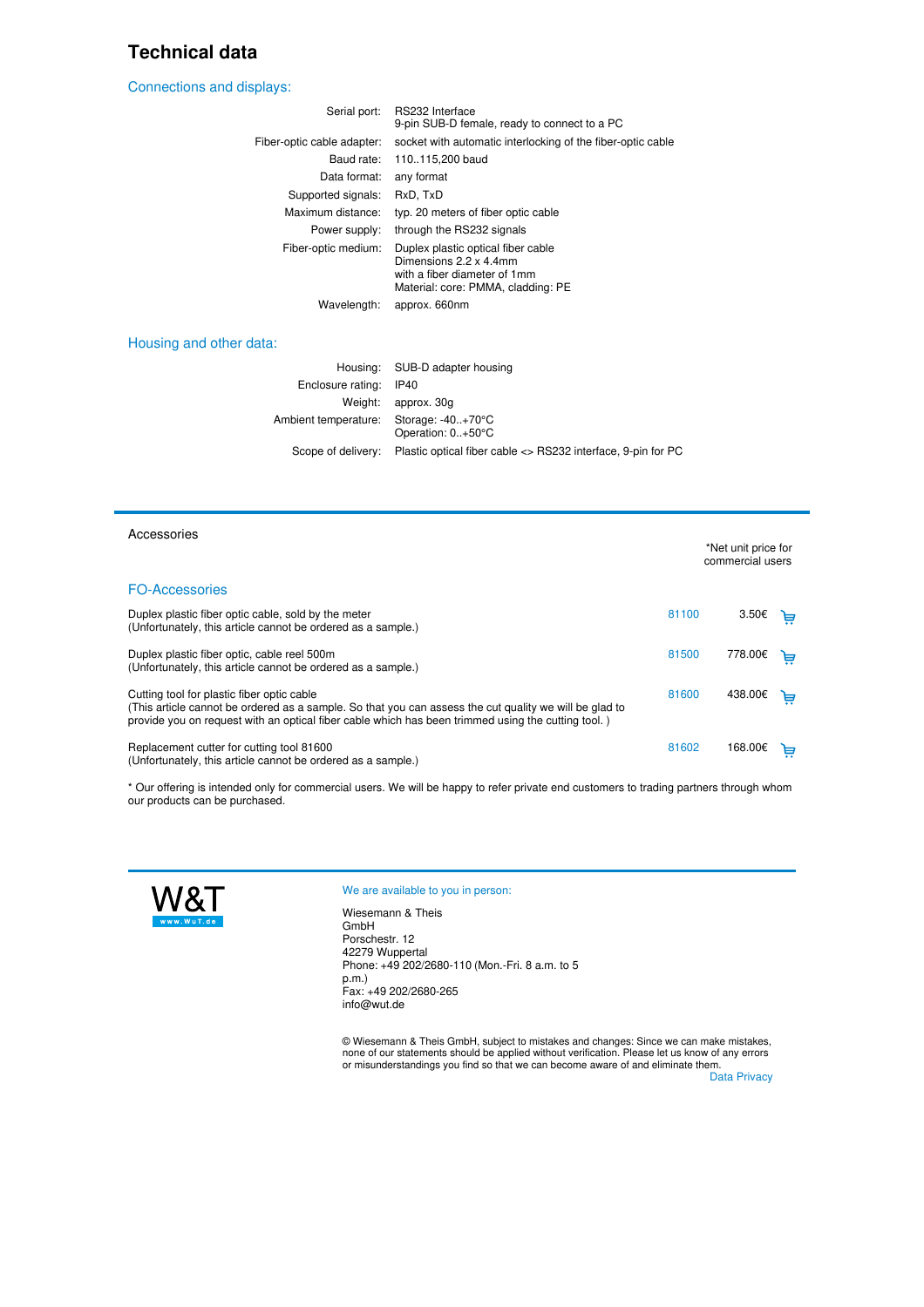# Technical data

## Connections and displays:

| | |
|---|---|
| Serial port: | RS232 Interface<br>9-pin SUB-D female, ready to connect to a PC |
| Fiber-optic cable adapter: | socket with automatic interlocking of the fiber-optic cable |
| Baud rate: | 110..115,200 baud |
| Data format: | any format |
| Supported signals: | RxD, TxD |
| Maximum distance: | typ. 20 meters of fiber optic cable |
| Power supply: | through the RS232 signals |
| Fiber-optic medium: | Duplex plastic optical fiber cable<br>Dimensions 2.2 x 4.4mm<br>with a fiber diameter of 1mm<br>Material: core: PMMA, cladding: PE |
| Wavelength: | approx. 660nm |

## Housing and other data:

| | |
|---|---|
| Housing: | SUB-D adapter housing |
| Enclosure rating: | IP40 |
| Weight: | approx. 30g |
| Ambient temperature: | Storage: -40..+70°C<br>Operation: 0..+50°C |
| Scope of delivery: | Plastic optical fiber cable <> RS232 interface, 9-pin for PC |

Accessories

*Net unit price for commercial users

## FO-Accessories

| | | |
|---|---|---|
| Duplex plastic fiber optic cable, sold by the meter<br>(Unfortunately, this article cannot be ordered as a sample.) | 81100 | 3.50€ |
| Duplex plastic fiber optic, cable reel 500m<br>(Unfortunately, this article cannot be ordered as a sample.) | 81500 | 778.00€ |
| Cutting tool for plastic fiber optic cable<br>(This article cannot be ordered as a sample. So that you can assess the cut quality we will be glad to provide you on request with an optical fiber cable which has been trimmed using the cutting tool. ) | 81600 | 438.00€ |
| Replacement cutter for cutting tool 81600<br>(Unfortunately, this article cannot be ordered as a sample.) | 81602 | 168.00€ |

* Our offering is intended only for commercial users. We will be happy to refer private end customers to trading partners through whom our products can be purchased.

W&T
www.WuT.de

We are available to you in person:

Wiesemann & Theis GmbH
Porschestr. 12
42279 Wuppertal
Phone: +49 202/2680-110 (Mon.-Fri. 8 a.m. to 5 p.m.)
Fax: +49 202/2680-265
info@wut.de

© Wiesemann & Theis GmbH, subject to mistakes and changes: Since we can make mistakes, none of our statements should be applied without verification. Please let us know of any errors or misunderstandings you find so that we can become aware of and eliminate them.

Data Privacy